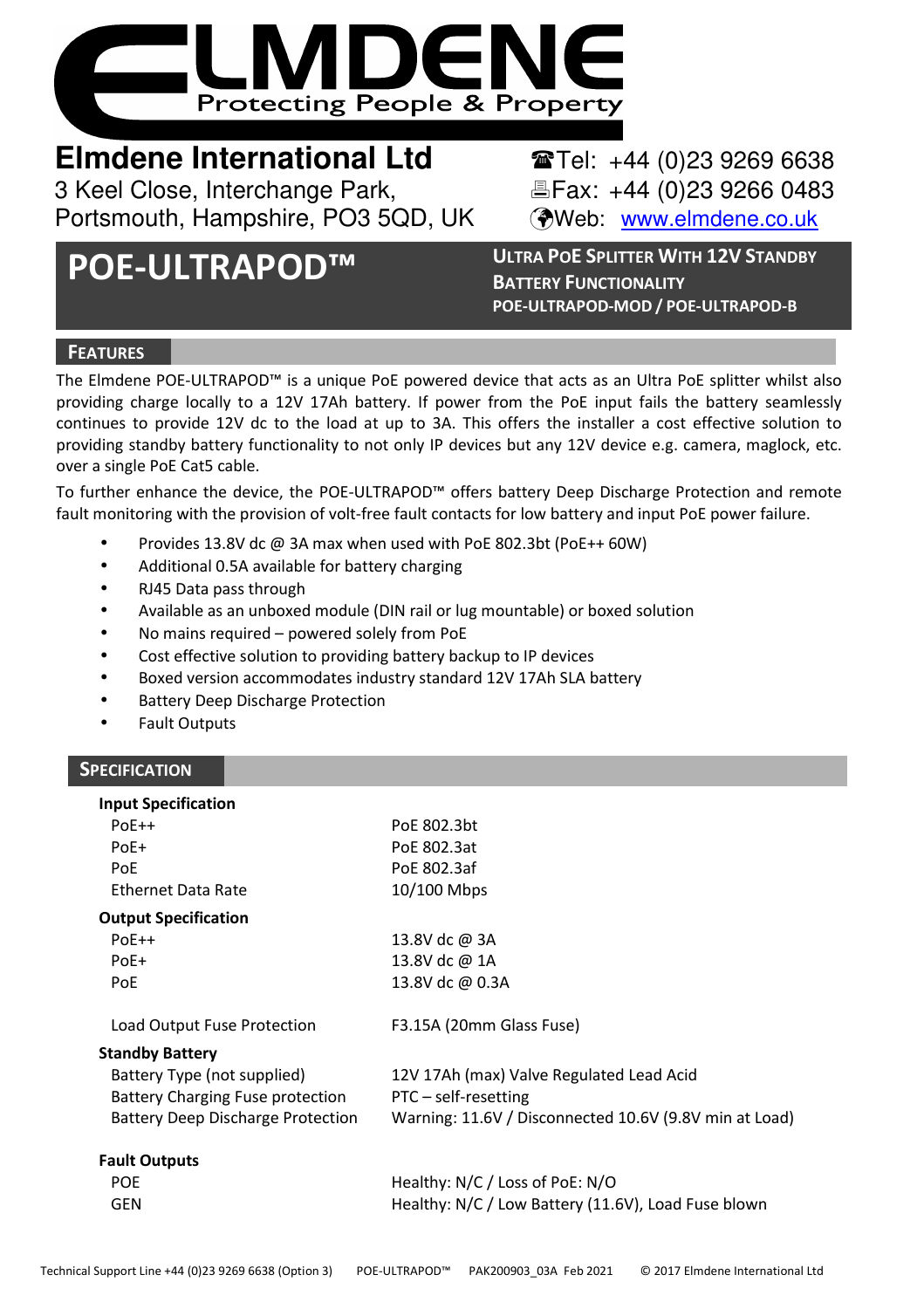# ELMDENE

Protecting People & Property

**Elmdene International Ltd**
3 Keel Close, Interchange Park,
Portsmouth, Hampshire, PO3 5QD, UK

☎Tel: +44 (0)23 9269 6638
Fax: +44 (0)23 9266 0483
Web: www.elmdene.co.uk

# POE-ULTRAPOD™

**ULTRA POE SPLITTER WITH 12V STANDBY BATTERY FUNCTIONALITY**
**POE-ULTRAPOD-MOD / POE-ULTRAPOD-B**

## FEATURES

The Elmdene POE-ULTRAPOD™ is a unique PoE powered device that acts as an Ultra PoE splitter whilst also providing charge locally to a 12V 17Ah battery. If power from the PoE input fails the battery seamlessly continues to provide 12V dc to the load at up to 3A. This offers the installer a cost effective solution to providing standby battery functionality to not only IP devices but any 12V device e.g. camera, maglock, etc. over a single PoE Cat5 cable.

To further enhance the device, the POE-ULTRAPOD™ offers battery Deep Discharge Protection and remote fault monitoring with the provision of volt-free fault contacts for low battery and input PoE power failure.

- Provides 13.8V dc @ 3A max when used with PoE 802.3bt (PoE++ 60W)
- Additional 0.5A available for battery charging
- RJ45 Data pass through
- Available as an unboxed module (DIN rail or lug mountable) or boxed solution
- No mains required – powered solely from PoE
- Cost effective solution to providing battery backup to IP devices
- Boxed version accommodates industry standard 12V 17Ah SLA battery
- Battery Deep Discharge Protection
- Fault Outputs

## SPECIFICATION

| | |
|---|---|
| **Input Specification** | |
| PoE++ | PoE 802.3bt |
| PoE+ | PoE 802.3at |
| PoE | PoE 802.3af |
| Ethernet Data Rate | 10/100 Mbps |
| **Output Specification** | |
| PoE++ | 13.8V dc @ 3A |
| PoE+ | 13.8V dc @ 1A |
| PoE | 13.8V dc @ 0.3A |
| Load Output Fuse Protection | F3.15A (20mm Glass Fuse) |
| **Standby Battery** | |
| Battery Type (not supplied) | 12V 17Ah (max) Valve Regulated Lead Acid |
| Battery Charging Fuse protection | PTC – self-resetting |
| Battery Deep Discharge Protection | Warning: 11.6V / Disconnected 10.6V (9.8V min at Load) |
| **Fault Outputs** | |
| POE | Healthy: N/C / Loss of PoE: N/O |
| GEN | Healthy: N/C / Low Battery (11.6V), Load Fuse blown |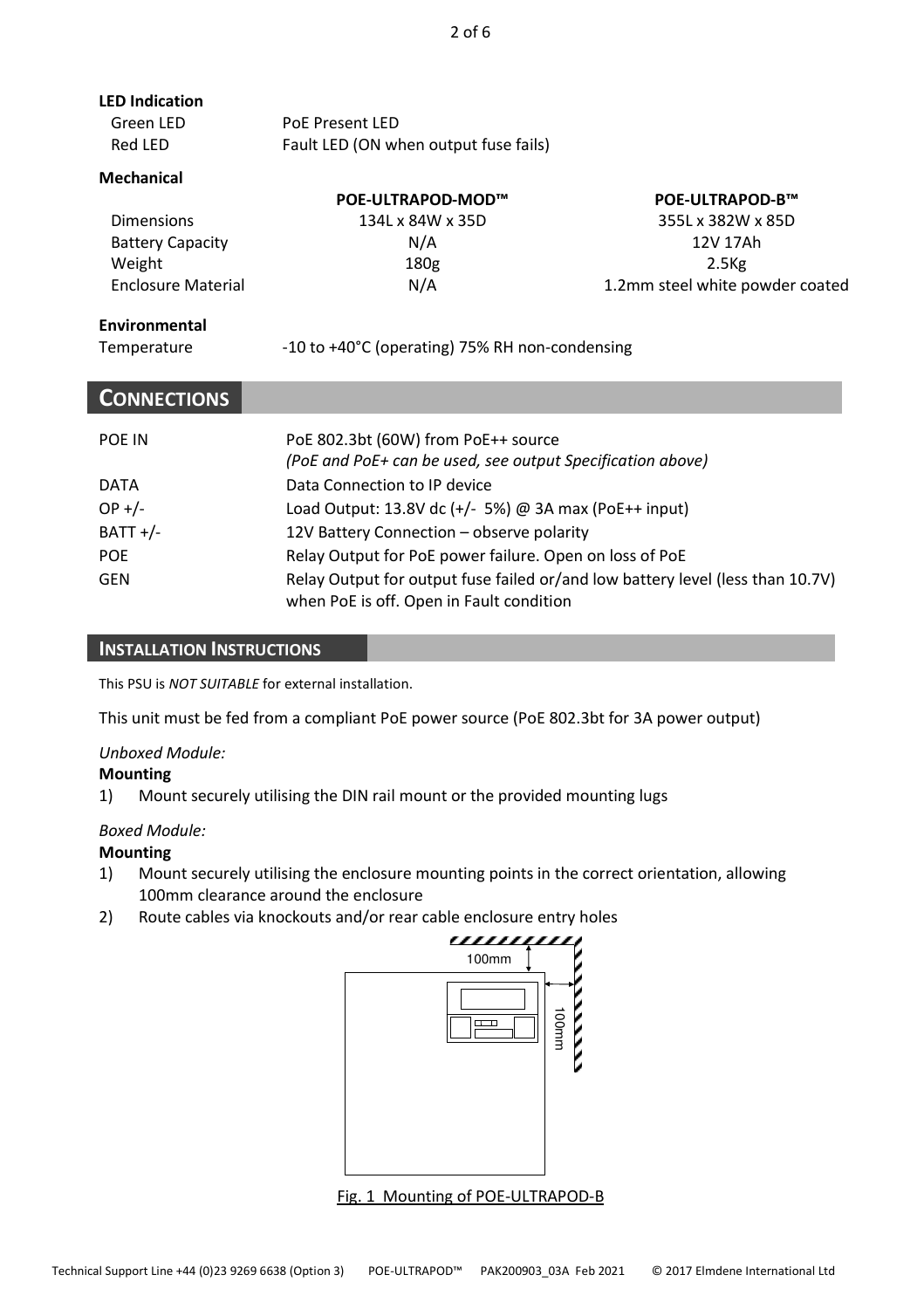**LED Indication**

| | |
|---|---|
| Green LED | PoE Present LED |
| Red LED | Fault LED (ON when output fuse fails) |

**Mechanical**

| | POE-ULTRAPOD-MOD™ | POE-ULTRAPOD-B™ |
|---|---|---|
| Dimensions | 134L x 84W x 35D | 355L x 382W x 85D |
| Battery Capacity | N/A | 12V 17Ah |
| Weight | 180g | 2.5Kg |
| Enclosure Material | N/A | 1.2mm steel white powder coated |

**Environmental**

| | |
|---|---|
| Temperature | -10 to +40°C (operating) 75% RH non-condensing |

## CONNECTIONS

| | |
|---|---|
| POE IN | PoE 802.3bt (60W) from PoE++ source *(PoE and PoE+ can be used, see output Specification above)* |
| DATA | Data Connection to IP device |
| OP +/- | Load Output: 13.8V dc (+/- 5%) @ 3A max (PoE++ input) |
| BATT +/- | 12V Battery Connection – observe polarity |
| POE | Relay Output for PoE power failure. Open on loss of PoE |
| GEN | Relay Output for output fuse failed or/and low battery level (less than 10.7V) when PoE is off. Open in Fault condition |

## INSTALLATION INSTRUCTIONS

This PSU is *NOT SUITABLE* for external installation.

This unit must be fed from a compliant PoE power source (PoE 802.3bt for 3A power output)

*Unboxed Module:*

**Mounting**

1) Mount securely utilising the DIN rail mount or the provided mounting lugs

*Boxed Module:*

**Mounting**

1) Mount securely utilising the enclosure mounting points in the correct orientation, allowing 100mm clearance around the enclosure
2) Route cables via knockouts and/or rear cable enclosure entry holes

100mm

100mm

Fig. 1 Mounting of POE-ULTRAPOD-B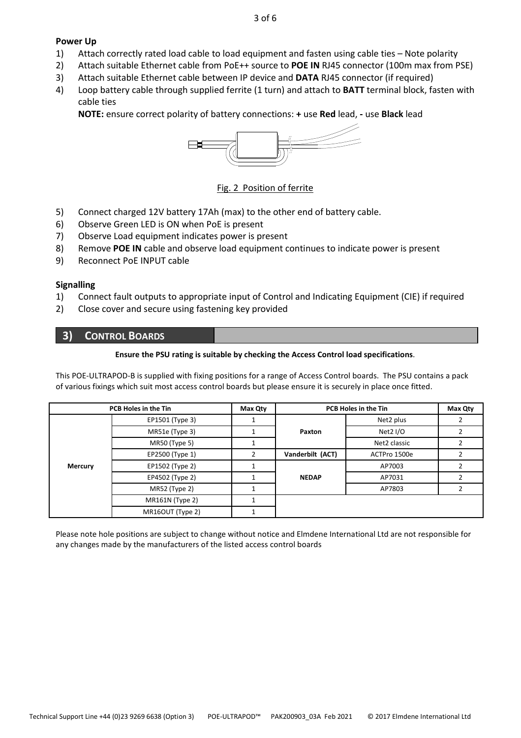**Power Up**

1) Attach correctly rated load cable to load equipment and fasten using cable ties – Note polarity
2) Attach suitable Ethernet cable from PoE++ source to **POE IN** RJ45 connector (100m max from PSE)
3) Attach suitable Ethernet cable between IP device and **DATA** RJ45 connector (if required)
4) Loop battery cable through supplied ferrite (1 turn) and attach to **BATT** terminal block, fasten with cable ties

   **NOTE:** ensure correct polarity of battery connections: **+** use **Red** lead, **-** use **Black** lead

Fig. 2 Position of ferrite

5) Connect charged 12V battery 17Ah (max) to the other end of battery cable.
6) Observe Green LED is ON when PoE is present
7) Observe Load equipment indicates power is present
8) Remove **POE IN** cable and observe load equipment continues to indicate power is present
9) Reconnect PoE INPUT cable

**Signalling**

1) Connect fault outputs to appropriate input of Control and Indicating Equipment (CIE) if required
2) Close cover and secure using fastening key provided

## 3) CONTROL BOARDS

**Ensure the PSU rating is suitable by checking the Access Control load specifications**.

This POE-ULTRAPOD-B is supplied with fixing positions for a range of Access Control boards. The PSU contains a pack of various fixings which suit most access control boards but please ensure it is securely in place once fitted.

| PCB Holes in the Tin | | Max Qty | PCB Holes in the Tin | | Max Qty |
|---|---|---|---|---|---|
| Mercury | EP1501 (Type 3) | 1 | Paxton | Net2 plus | 2 |
| | MR51e (Type 3) | 1 | | Net2 I/O | 2 |
| | MR50 (Type 5) | 1 | | Net2 classic | 2 |
| | EP2500 (Type 1) | 2 | Vanderbilt (ACT) | ACTPro 1500e | 2 |
| | EP1502 (Type 2) | 1 | NEDAP | AP7003 | 2 |
| | EP4502 (Type 2) | 1 | | AP7031 | 2 |
| | MR52 (Type 2) | 1 | | AP7803 | 2 |
| | MR161N (Type 2) | 1 | | | |
| | MR16OUT (Type 2) | 1 | | | |

Please note hole positions are subject to change without notice and Elmdene International Ltd are not responsible for any changes made by the manufacturers of the listed access control boards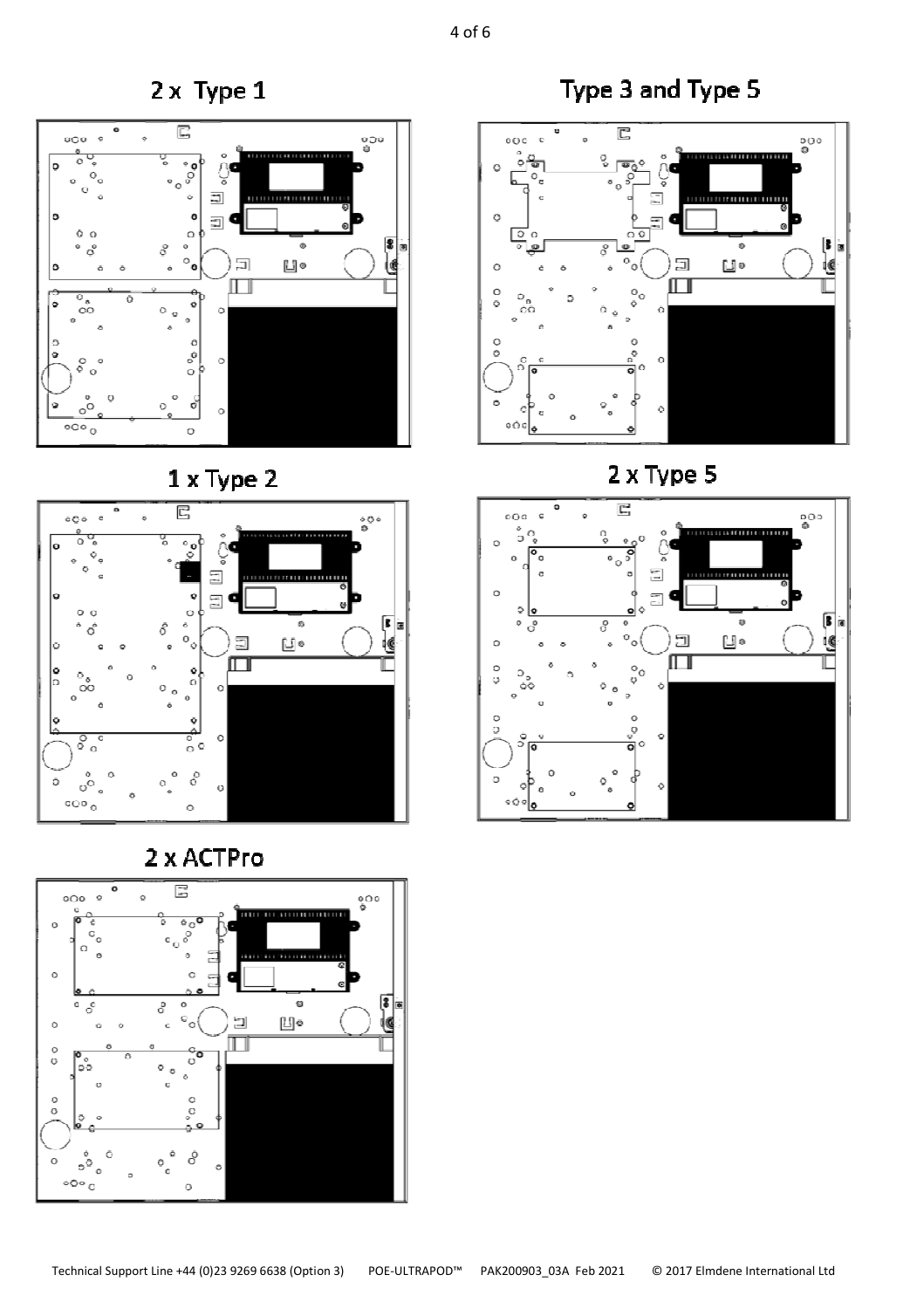## 2 x Type 1

## Type 3 and Type 5

## 1 x Type 2

## 2 x Type 5

## 2 x ACTPro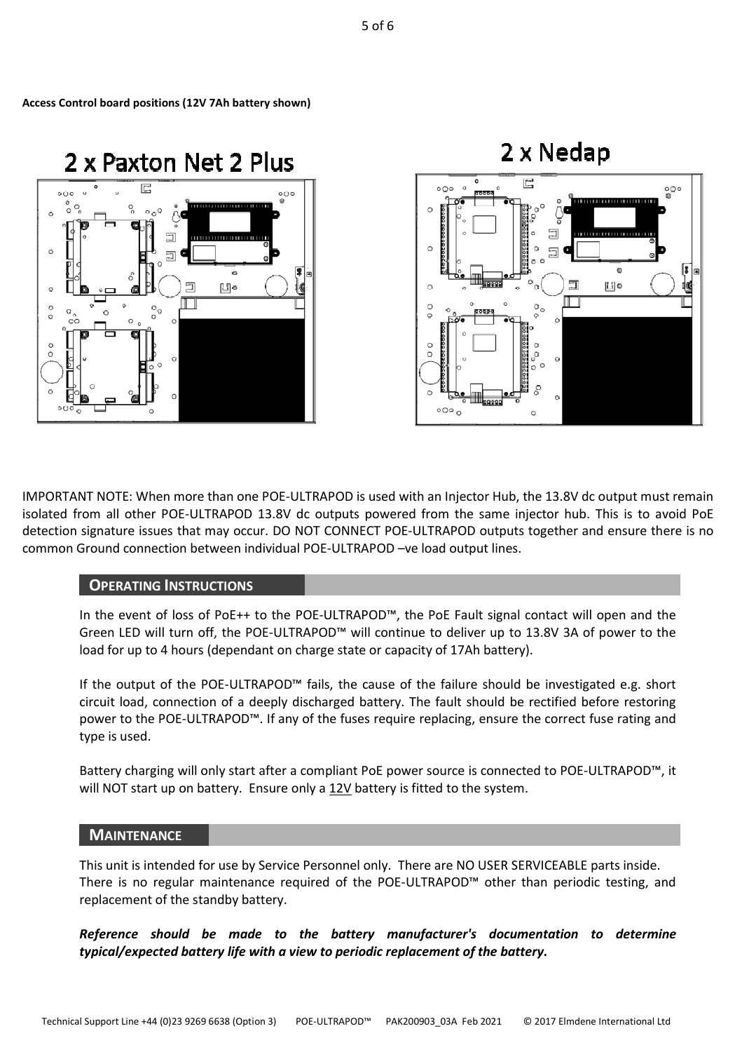**Access Control board positions (12V 7Ah battery shown)**

2 x Paxton Net 2 Plus

2 x Nedap

IMPORTANT NOTE: When more than one POE-ULTRAPOD is used with an Injector Hub, the 13.8V dc output must remain isolated from all other POE-ULTRAPOD 13.8V dc outputs powered from the same injector hub. This is to avoid PoE detection signature issues that may occur. DO NOT CONNECT POE-ULTRAPOD outputs together and ensure there is no common Ground connection between individual POE-ULTRAPOD –ve load output lines.

## OPERATING INSTRUCTIONS

In the event of loss of PoE++ to the POE-ULTRAPOD™, the PoE Fault signal contact will open and the Green LED will turn off, the POE-ULTRAPOD™ will continue to deliver up to 13.8V 3A of power to the load for up to 4 hours (dependant on charge state or capacity of 17Ah battery).

If the output of the POE-ULTRAPOD™ fails, the cause of the failure should be investigated e.g. short circuit load, connection of a deeply discharged battery. The fault should be rectified before restoring power to the POE-ULTRAPOD™. If any of the fuses require replacing, ensure the correct fuse rating and type is used.

Battery charging will only start after a compliant PoE power source is connected to POE-ULTRAPOD™, it will NOT start up on battery. Ensure only a 12V battery is fitted to the system.

## MAINTENANCE

This unit is intended for use by Service Personnel only. There are NO USER SERVICEABLE parts inside.
There is no regular maintenance required of the POE-ULTRAPOD™ other than periodic testing, and replacement of the standby battery.

***Reference should be made to the battery manufacturer's documentation to determine typical/expected battery life with a view to periodic replacement of the battery.***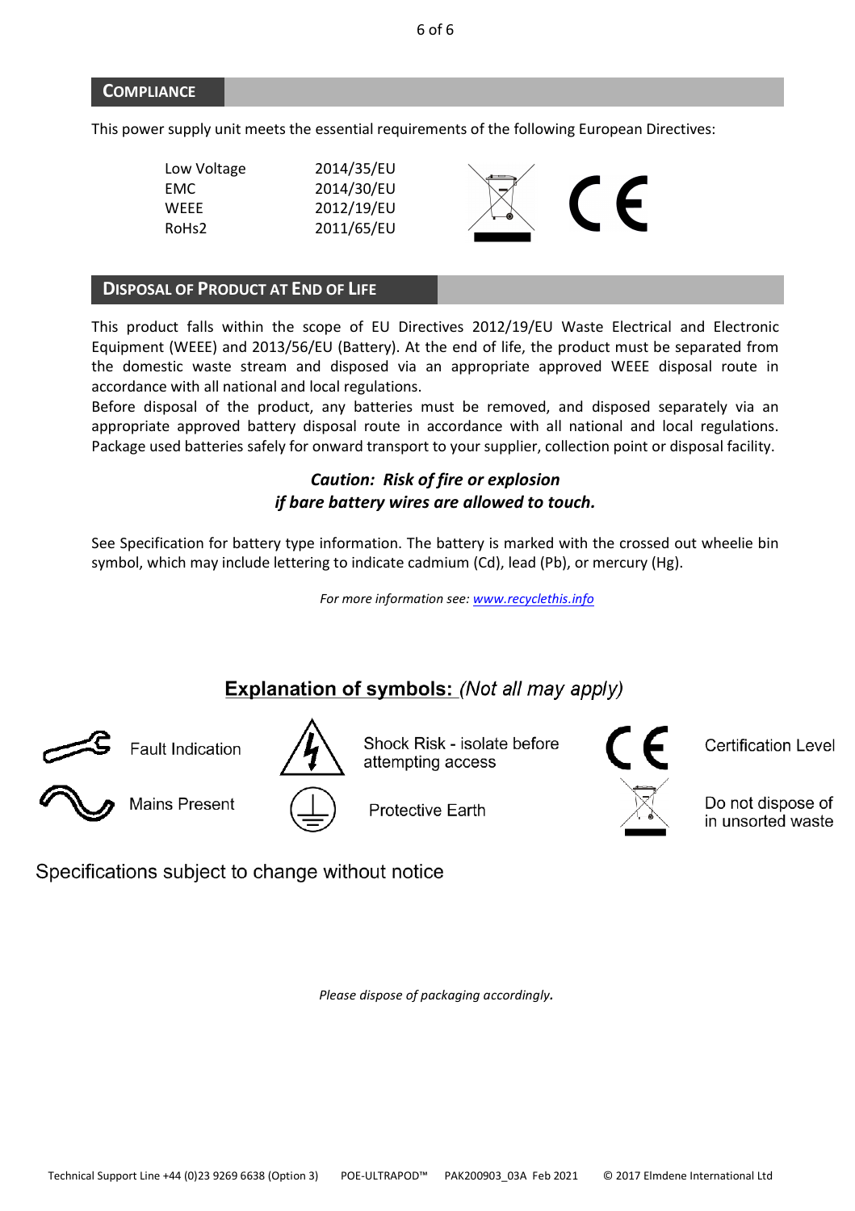## COMPLIANCE

This power supply unit meets the essential requirements of the following European Directives:

| | |
|---|---|
| Low Voltage | 2014/35/EU |
| EMC | 2014/30/EU |
| WEEE | 2012/19/EU |
| RoHs2 | 2011/65/EU |

## DISPOSAL OF PRODUCT AT END OF LIFE

This product falls within the scope of EU Directives 2012/19/EU Waste Electrical and Electronic Equipment (WEEE) and 2013/56/EU (Battery). At the end of life, the product must be separated from the domestic waste stream and disposed via an appropriate approved WEEE disposal route in accordance with all national and local regulations.
Before disposal of the product, any batteries must be removed, and disposed separately via an appropriate approved battery disposal route in accordance with all national and local regulations. Package used batteries safely for onward transport to your supplier, collection point or disposal facility.

***Caution: Risk of fire or explosion if bare battery wires are allowed to touch.***

See Specification for battery type information. The battery is marked with the crossed out wheelie bin symbol, which may include lettering to indicate cadmium (Cd), lead (Pb), or mercury (Hg).

*For more information see: www.recyclethis.info*

## Explanation of symbols: *(Not all may apply)*

- Fault Indication
- Mains Present
- Shock Risk - isolate before attempting access
- Protective Earth
- Certification Level
- Do not dispose of in unsorted waste

Specifications subject to change without notice

*Please dispose of packaging accordingly.*

Technical Support Line +44 (0)23 9269 6638 (Option 3) POE-ULTRAPOD™ PAK200903_03A Feb 2021 © 2017 Elmdene International Ltd